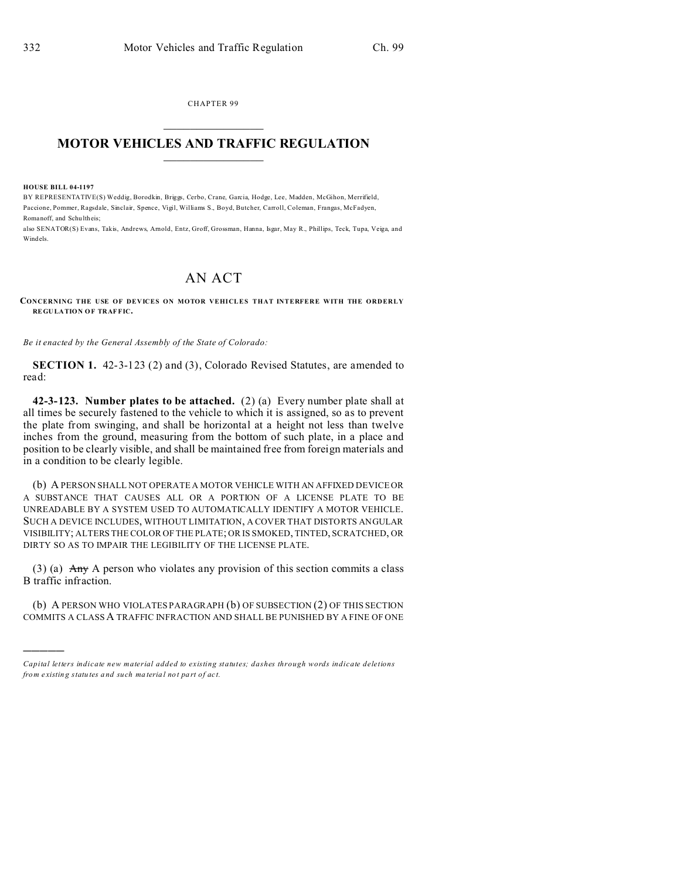CHAPTER 99

# MOTOR VEHICLES AND TRAFFIC REGULATION

**HOUSE BILL 04-1197**

BY REPRESENTATIVE(S) Weddig, Borodkin, Briggs, Cerbo, Crane, Garcia, Hodge, Lee, Madden, McGihon, Merrifield, Paccione, Pommer, Ragsdale, Sinclair, Spence, Vigil, Williams S., Boyd, Butcher, Carroll, Coleman, Frangas, McFadyen, Romanoff, and Schultheis;

also SENATOR(S) Evans, Takis, Andrews, Arnold, Entz, Groff, Grossman, Hanna, Isgar, May R., Phillips, Teck, Tupa, Veiga, and Windels.

# AN ACT

**CONCERNING THE USE OF DEVICES ON MOTOR VEHICLES THAT INTERFERE WITH THE ORDERLY REGULATION OF TRAFFIC.**

*Be it enacted by the General Assembly of the State of Colorado:*

**SECTION 1.** 42-3-123 (2) and (3), Colorado Revised Statutes, are amended to read:

**42-3-123. Number plates to be attached.** (2) (a) Every number plate shall at all times be securely fastened to the vehicle to which it is assigned, so as to prevent the plate from swinging, and shall be horizontal at a height not less than twelve inches from the ground, measuring from the bottom of such plate, in a place and position to be clearly visible, and shall be maintained free from foreign materials and in a condition to be clearly legible.

(b) A PERSON SHALL NOT OPERATE A MOTOR VEHICLE WITH AN AFFIXED DEVICE OR A SUBSTANCE THAT CAUSES ALL OR A PORTION OF A LICENSE PLATE TO BE UNREADABLE BY A SYSTEM USED TO AUTOMATICALLY IDENTIFY A MOTOR VEHICLE. SUCH A DEVICE INCLUDES, WITHOUT LIMITATION, A COVER THAT DISTORTS ANGULAR VISIBILITY; ALTERS THE COLOR OF THE PLATE; OR IS SMOKED, TINTED, SCRATCHED, OR DIRTY SO AS TO IMPAIR THE LEGIBILITY OF THE LICENSE PLATE.

(3) (a) ~~Any~~ A person who violates any provision of this section commits a class B traffic infraction.

(b) A PERSON WHO VIOLATES PARAGRAPH (b) OF SUBSECTION (2) OF THIS SECTION COMMITS A CLASS A TRAFFIC INFRACTION AND SHALL BE PUNISHED BY A FINE OF ONE

---

*Capital letters indicate new material added to existing statutes; dashes through words indicate deletions from existing statutes and such material not part of act.*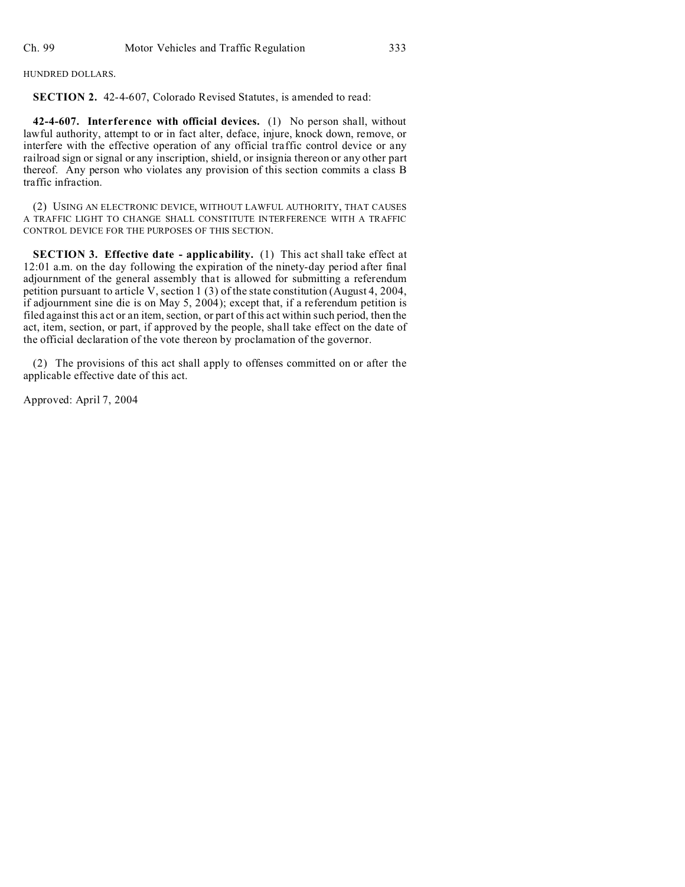HUNDRED DOLLARS.

**SECTION 2.** 42-4-607, Colorado Revised Statutes, is amended to read:

**42-4-607. Interference with official devices.** (1) No person shall, without lawful authority, attempt to or in fact alter, deface, injure, knock down, remove, or interfere with the effective operation of any official traffic control device or any railroad sign or signal or any inscription, shield, or insignia thereon or any other part thereof. Any person who violates any provision of this section commits a class B traffic infraction.

(2) USING AN ELECTRONIC DEVICE, WITHOUT LAWFUL AUTHORITY, THAT CAUSES A TRAFFIC LIGHT TO CHANGE SHALL CONSTITUTE INTERFERENCE WITH A TRAFFIC CONTROL DEVICE FOR THE PURPOSES OF THIS SECTION.

**SECTION 3. Effective date - applicability.** (1) This act shall take effect at 12:01 a.m. on the day following the expiration of the ninety-day period after final adjournment of the general assembly that is allowed for submitting a referendum petition pursuant to article V, section 1 (3) of the state constitution (August 4, 2004, if adjournment sine die is on May 5, 2004); except that, if a referendum petition is filed against this act or an item, section, or part of this act within such period, then the act, item, section, or part, if approved by the people, shall take effect on the date of the official declaration of the vote thereon by proclamation of the governor.

(2) The provisions of this act shall apply to offenses committed on or after the applicable effective date of this act.

Approved: April 7, 2004